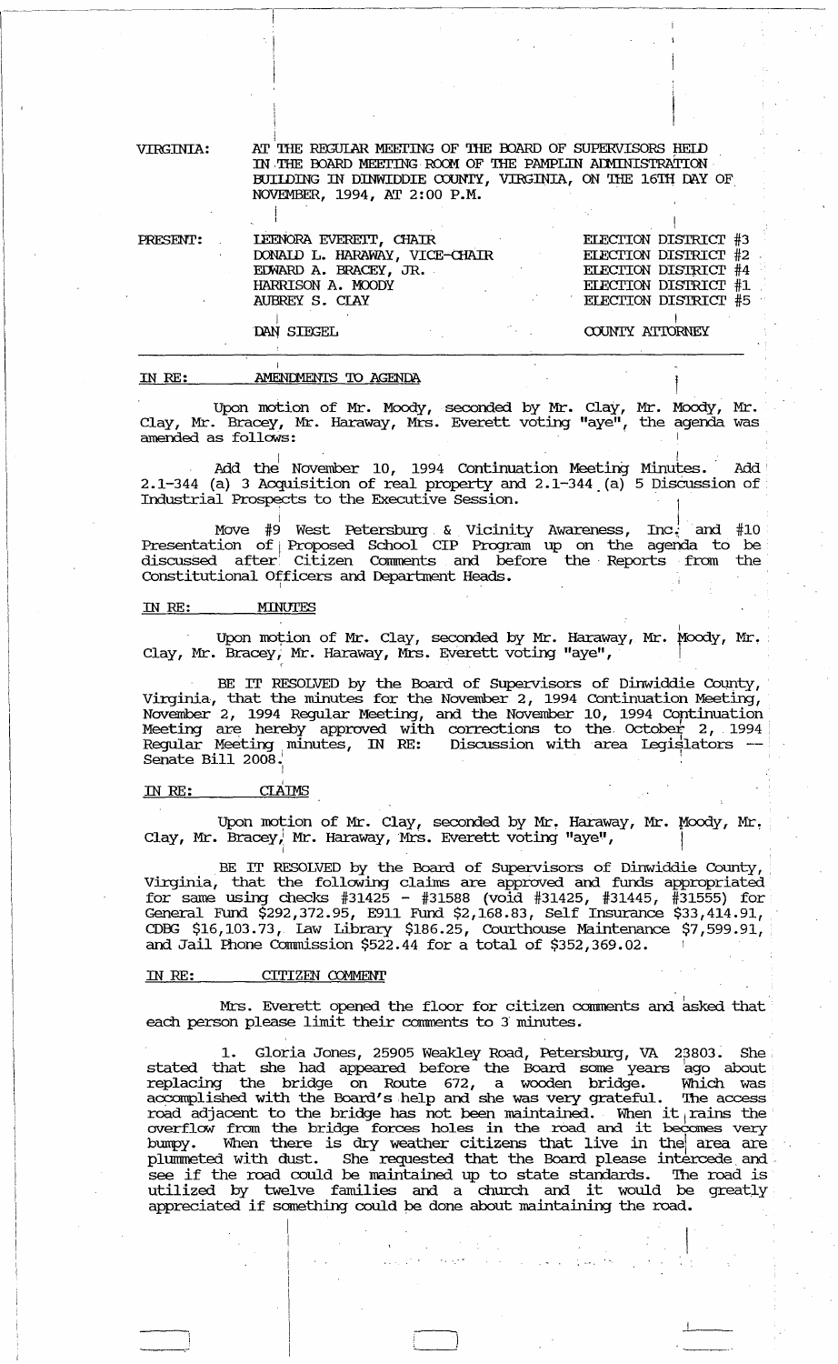VIRGINIA: AT THE REGULAR MEETING OF THE BOARD OF SUPERVISORS HELD IN THE BOARD MEETING ROOM OF THE PAMPLIN ADMINISTRATION BUILDING IN DINWIDDIE COUNTY, VIRGINIA, ON THE 16TH DAY OF NOVEMBER, 1994, AT 2:00 P.M.

| PRESENT: | | |
|---|---|---|
| | LEENORA EVERETT, CHAIR | ELECTION DISTRICT #3 |
| | DONALD L. HARAWAY, VICE-CHAIR | ELECTION DISTRICT #2 |
| | EDWARD A. BRACEY, JR. | ELECTION DISTRICT #4 |
| | HARRISON A. MOODY | ELECTION DISTRICT #1 |
| | AUBREY S. CLAY | ELECTION DISTRICT #5 |
| | DAN SIEGEL | COUNTY ATTORNEY |

IN RE: AMENDMENTS TO AGENDA

Upon motion of Mr. Moody, seconded by Mr. Clay, Mr. Moody, Mr. Clay, Mr. Bracey, Mr. Haraway, Mrs. Everett voting "aye", the agenda was amended as follows:

Add the November 10, 1994 Continuation Meeting Minutes. Add 2.1-344 (a) 3 Acquisition of real property and 2.1-344 (a) 5 Discussion of Industrial Prospects to the Executive Session.

Move #9 West Petersburg & Vicinity Awareness, Inc. and #10 Presentation of Proposed School CIP Program up on the agenda to be discussed after Citizen Comments and before the Reports from the Constitutional Officers and Department Heads.

IN RE: MINUTES

Upon motion of Mr. Clay, seconded by Mr. Haraway, Mr. Moody, Mr. Clay, Mr. Bracey, Mr. Haraway, Mrs. Everett voting "aye",

BE IT RESOLVED by the Board of Supervisors of Dinwiddie County, Virginia, that the minutes for the November 2, 1994 Continuation Meeting, November 2, 1994 Regular Meeting, and the November 10, 1994 Continuation Meeting are hereby approved with corrections to the October 2, 1994 Regular Meeting minutes, IN RE: Discussion with area Legislators -- Senate Bill 2008.

IN RE: CLAIMS

Upon motion of Mr. Clay, seconded by Mr. Haraway, Mr. Moody, Mr. Clay, Mr. Bracey, Mr. Haraway, Mrs. Everett voting "aye",

BE IT RESOLVED by the Board of Supervisors of Dinwiddie County, Virginia, that the following claims are approved and funds appropriated for same using checks #31425 - #31588 (void #31425, #31445, #31555) for General Fund $292,372.95, E911 Fund $2,168.83, Self Insurance $33,414.91, CDBG $16,103.73, Law Library $186.25, Courthouse Maintenance $7,599.91, and Jail Phone Commission $522.44 for a total of $352,369.02.

IN RE: CITIZEN COMMENT

Mrs. Everett opened the floor for citizen comments and asked that each person please limit their comments to 3 minutes.

1. Gloria Jones, 25905 Weakley Road, Petersburg, VA 23803. She stated that she had appeared before the Board some years ago about replacing the bridge on Route 672, a wooden bridge. Which was accomplished with the Board's help and she was very grateful. The access road adjacent to the bridge has not been maintained. When it rains the overflow from the bridge forces holes in the road and it becomes very bumpy. When there is dry weather citizens that live in the area are plummeted with dust. She requested that the Board please intercede and see if the road could be maintained up to state standards. The road is utilized by twelve families and a church and it would be greatly appreciated if something could be done about maintaining the road.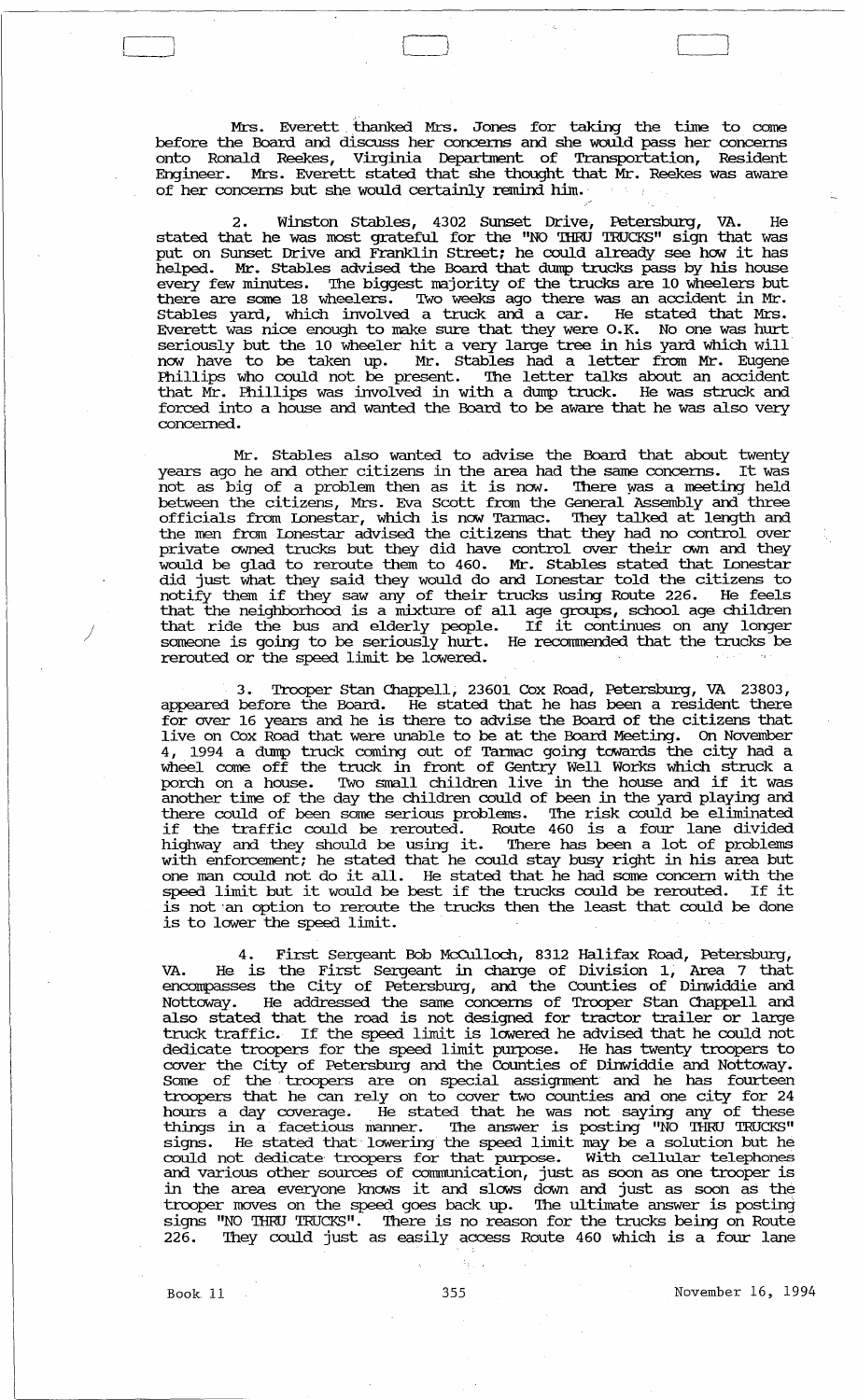Mrs. Everett thanked Mrs. Jones for taking the time to come before the Board and discuss her concerns and she would pass her concerns onto Ronald Reekes, Virginia Department of Transportation, Resident Engineer. Mrs. Everett stated that she thought that Mr. Reekes was aware of her concerns but she would certainly remind him.

2. Winston Stables, 4302 Sunset Drive, Petersburg, VA. He stated that he was most grateful for the "NO THRU TRUCKS" sign that was put on Sunset Drive and Franklin Street; he could already see how it has helped. Mr. Stables advised the Board that dump trucks pass by his house every few minutes. The biggest majority of the trucks are 10 wheelers but there are some 18 wheelers. Two weeks ago there was an accident in Mr. Stables yard, which involved a truck and a car. He stated that Mrs. Everett was nice enough to make sure that they were O.K. No one was hurt seriously but the 10 wheeler hit a very large tree in his yard which will now have to be taken up. Mr. Stables had a letter from Mr. Eugene Phillips who could not be present. The letter talks about an accident that Mr. Phillips was involved in with a dump truck. He was struck and forced into a house and wanted the Board to be aware that he was also very concerned.

Mr. Stables also wanted to advise the Board that about twenty years ago he and other citizens in the area had the same concerns. It was not as big of a problem then as it is now. There was a meeting held between the citizens, Mrs. Eva Scott from the General Assembly and three officials from Lonestar, which is now Tarmac. They talked at length and the men from Lonestar advised the citizens that they had no control over private owned trucks but they did have control over their own and they would be glad to reroute them to 460. Mr. Stables stated that Lonestar did just what they said they would do and Lonestar told the citizens to notify them if they saw any of their trucks using Route 226. He feels that the neighborhood is a mixture of all age groups, school age children that ride the bus and elderly people. If it continues on any longer someone is going to be seriously hurt. He recommended that the trucks be rerouted or the speed limit be lowered.

3. Trooper Stan Chappell, 23601 Cox Road, Petersburg, VA 23803, appeared before the Board. He stated that he has been a resident there for over 16 years and he is there to advise the Board of the citizens that live on Cox Road that were unable to be at the Board Meeting. On November 4, 1994 a dump truck coming out of Tarmac going towards the city had a wheel come off the truck in front of Gentry Well Works which struck a porch on a house. Two small children live in the house and if it was another time of the day the children could of been in the yard playing and there could of been some serious problems. The risk could be eliminated if the traffic could be rerouted. Route 460 is a four lane divided highway and they should be using it. There has been a lot of problems with enforcement; he stated that he could stay busy right in his area but one man could not do it all. He stated that he had some concern with the speed limit but it would be best if the trucks could be rerouted. If it is not an option to reroute the trucks then the least that could be done is to lower the speed limit.

4. First Sergeant Bob McCulloch, 8312 Halifax Road, Petersburg, VA. He is the First Sergeant in charge of Division 1, Area 7 that encompasses the City of Petersburg, and the Counties of Dinwiddie and Nottoway. He addressed the same concerns of Trooper Stan Chappell and also stated that the road is not designed for tractor trailer or large truck traffic. If the speed limit is lowered he advised that he could not dedicate troopers for the speed limit purpose. He has twenty troopers to cover the City of Petersburg and the Counties of Dinwiddie and Nottoway. Some of the troopers are on special assignment and he has fourteen troopers that he can rely on to cover two counties and one city for 24 hours a day coverage. He stated that he was not saying any of these things in a facetious manner. The answer is posting "NO THRU TRUCKS" signs. He stated that lowering the speed limit may be a solution but he could not dedicate troopers for that purpose. With cellular telephones and various other sources of communication, just as soon as one trooper is in the area everyone knows it and slows down and just as soon as the trooper moves on the speed goes back up. The ultimate answer is posting signs "NO THRU TRUCKS". There is no reason for the trucks being on Route 226. They could just as easily access Route 460 which is a four lane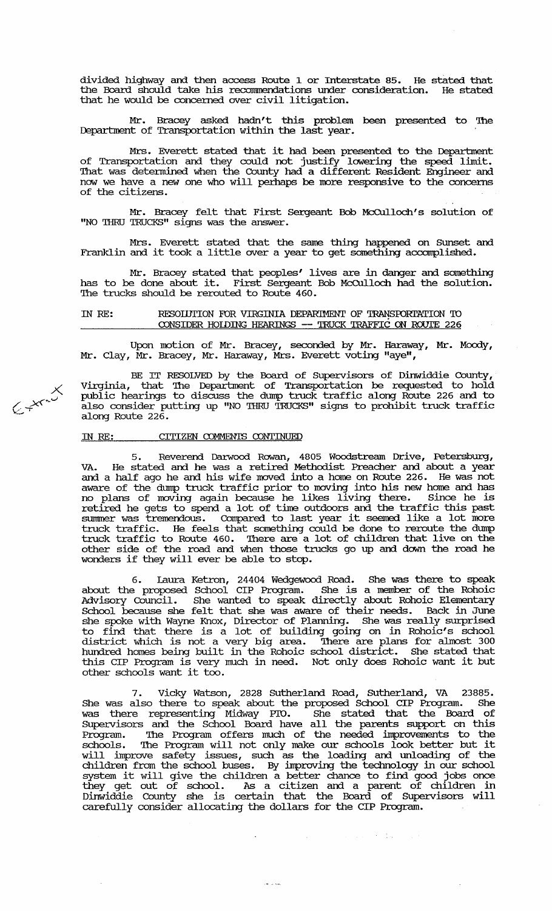divided highway and then access Route 1 or Interstate 85. He stated that the Board should take his recommendations under consideration. He stated that he would be concerned over civil litigation.

Mr. Bracey asked hadn't this problem been presented to The Department of Transportation within the last year.

Mrs. Everett stated that it had been presented to the Department of Transportation and they could not justify lowering the speed limit. That was determined when the County had a different Resident Engineer and now we have a new one who will perhaps be more responsive to the concerns of the citizens.

Mr. Bracey felt that First Sergeant Bob McCulloch's solution of "NO THRU TRUCKS" signs was the answer.

Mrs. Everett stated that the same thing happened on Sunset and Franklin and it took a little over a year to get something accomplished.

Mr. Bracey stated that peoples' lives are in danger and something has to be done about it. First Sergeant Bob McCulloch had the solution. The trucks should be rerouted to Route 460.

IN RE: RESOLUTION FOR VIRGINIA DEPARTMENT OF TRANSPORTATION TO CONSIDER HOLDING HEARINGS -- TRUCK TRAFFIC ON ROUTE 226

Upon motion of Mr. Bracey, seconded by Mr. Haraway, Mr. Moody, Mr. Clay, Mr. Bracey, Mr. Haraway, Mrs. Everett voting "aye",

BE IT RESOLVED by the Board of Supervisors of Dinwiddie County, Virginia, that The Department of Transportation be requested to hold public hearings to discuss the dump truck traffic along Route 226 and to also consider putting up "NO THRU TRUCKS" signs to prohibit truck traffic along Route 226.

IN RE: CITIZEN COMMENTS CONTINUED

5. Reverend Darwood Rowan, 4805 Woodstream Drive, Petersburg, VA. He stated and he was a retired Methodist Preacher and about a year and a half ago he and his wife moved into a home on Route 226. He was not aware of the dump truck traffic prior to moving into his new home and has no plans of moving again because he likes living there. Since he is retired he gets to spend a lot of time outdoors and the traffic this past summer was tremendous. Compared to last year it seemed like a lot more truck traffic. He feels that something could be done to reroute the dump truck traffic to Route 460. There are a lot of children that live on the other side of the road and when those trucks go up and down the road he wonders if they will ever be able to stop.

6. Laura Ketron, 24404 Wedgewood Road. She was there to speak about the proposed School CIP Program. She is a member of the Rohoic Advisory Council. She wanted to speak directly about Rohoic Elementary School because she felt that she was aware of their needs. Back in June she spoke with Wayne Knox, Director of Planning. She was really surprised to find that there is a lot of building going on in Rohoic's school district which is not a very big area. There are plans for almost 300 hundred homes being built in the Rohoic school district. She stated that this CIP Program is very much in need. Not only does Rohoic want it but other schools want it too.

7. Vicky Watson, 2828 Sutherland Road, Sutherland, VA 23885. She was also there to speak about the proposed School CIP Program. She was there representing Midway PTO. She stated that the Board of Supervisors and the School Board have all the parents support on this Program. The Program offers much of the needed improvements to the schools. The Program will not only make our schools look better but it will improve safety issues, such as the loading and unloading of the children from the school buses. By improving the technology in our school system it will give the children a better chance to find good jobs once they get out of school. As a citizen and a parent of children in Dinwiddie County she is certain that the Board of Supervisors will carefully consider allocating the dollars for the CIP Program.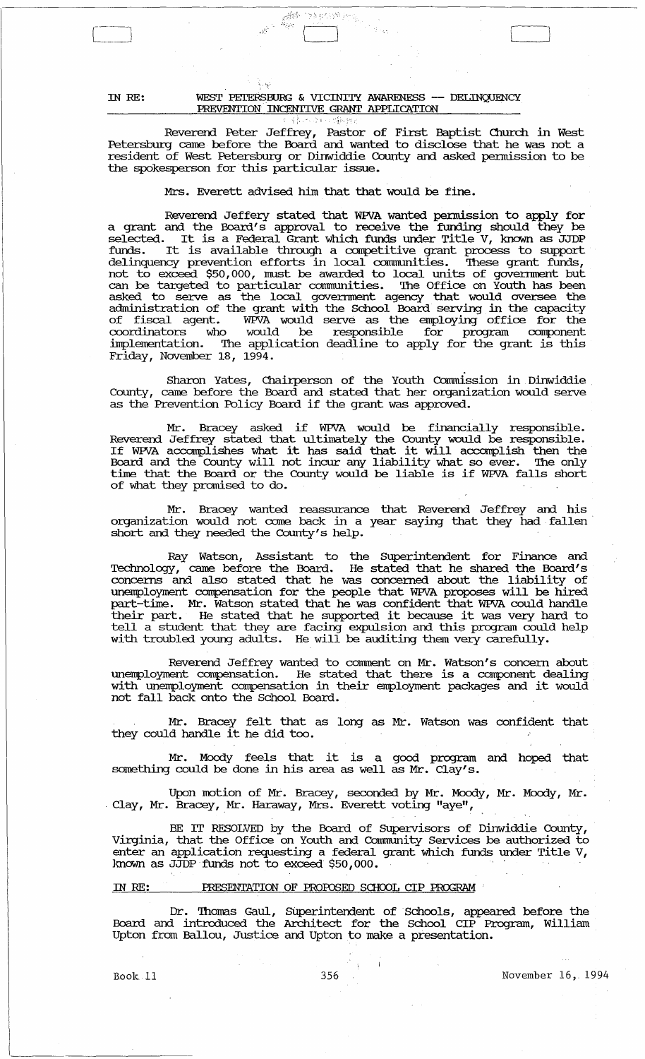IN RE: WEST PETERSBURG & VICINITY AWARENESS -- DELINQUENCY PREVENTION INCENTIVE GRANT APPLICATION

Reverend Peter Jeffrey, Pastor of First Baptist Church in West Petersburg came before the Board and wanted to disclose that he was not a resident of West Petersburg or Dinwiddie County and asked permission to be the spokesperson for this particular issue.

Mrs. Everett advised him that that would be fine.

Reverend Jeffery stated that WPVA wanted permission to apply for a grant and the Board's approval to receive the funding should they be selected. It is a Federal Grant which funds under Title V, known as JJDP funds. It is available through a competitive grant process to support delinquency prevention efforts in local communities. These grant funds, not to exceed $50,000, must be awarded to local units of government but can be targeted to particular communities. The Office on Youth has been asked to serve as the local government agency that would oversee the administration of the grant with the School Board serving in the capacity of fiscal agent. WPVA would serve as the employing office for the coordinators who would be responsible for program component implementation. The application deadline to apply for the grant is this Friday, November 18, 1994.

Sharon Yates, Chairperson of the Youth Commission in Dinwiddie County, came before the Board and stated that her organization would serve as the Prevention Policy Board if the grant was approved.

Mr. Bracey asked if WPVA would be financially responsible. Reverend Jeffrey stated that ultimately the County would be responsible. If WPVA accomplishes what it has said that it will accomplish then the Board and the County will not incur any liability what so ever. The only time that the Board or the County would be liable is if WPVA falls short of what they promised to do.

Mr. Bracey wanted reassurance that Reverend Jeffrey and his organization would not come back in a year saying that they had fallen short and they needed the County's help.

Ray Watson, Assistant to the Superintendent for Finance and Technology, came before the Board. He stated that he shared the Board's concerns and also stated that he was concerned about the liability of unemployment compensation for the people that WPVA proposes will be hired part-time. Mr. Watson stated that he was confident that WPVA could handle their part. He stated that he supported it because it was very hard to tell a student that they are facing expulsion and this program could help with troubled young adults. He will be auditing them very carefully.

Reverend Jeffrey wanted to comment on Mr. Watson's concern about unemployment compensation. He stated that there is a component dealing with unemployment compensation in their employment packages and it would not fall back onto the School Board.

Mr. Bracey felt that as long as Mr. Watson was confident that they could handle it he did too.

Mr. Moody feels that it is a good program and hoped that something could be done in his area as well as Mr. Clay's.

Upon motion of Mr. Bracey, seconded by Mr. Moody, Mr. Moody, Mr. Clay, Mr. Bracey, Mr. Haraway, Mrs. Everett voting "aye",

BE IT RESOLVED by the Board of Supervisors of Dinwiddie County, Virginia, that the Office on Youth and Community Services be authorized to enter an application requesting a federal grant which funds under Title V, known as JJDP funds not to exceed $50,000.

IN RE: PRESENTATION OF PROPOSED SCHOOL CIP PROGRAM

Dr. Thomas Gaul, Superintendent of Schools, appeared before the Board and introduced the Architect for the School CIP Program, William Upton from Ballou, Justice and Upton to make a presentation.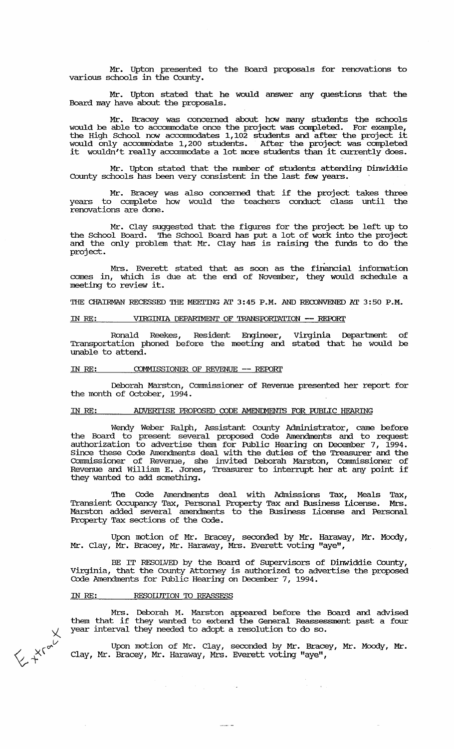Mr. Upton presented to the Board proposals for renovations to various schools in the County.

Mr. Upton stated that he would answer any questions that the Board may have about the proposals.

Mr. Bracey was concerned about how many students the schools would be able to accommodate once the project was completed. For example, the High School now accommodates 1,102 students and after the project it would only accommodate 1,200 students. After the project was completed it wouldn't really accommodate a lot more students than it currently does.

Mr. Upton stated that the number of students attending Dinwiddie County schools has been very consistent in the last few years.

Mr. Bracey was also concerned that if the project takes three years to complete how would the teachers conduct class until the renovations are done.

Mr. Clay suggested that the figures for the project be left up to the School Board. The School Board has put a lot of work into the project and the only problem that Mr. Clay has is raising the funds to do the project.

Mrs. Everett stated that as soon as the financial information comes in, which is due at the end of November, they would schedule a meeting to review it.

THE CHAIRMAN RECESSED THE MEETING AT 3:45 P.M. AND RECONVENED AT 3:50 P.M.

IN RE: VIRGINIA DEPARTMENT OF TRANSPORTATION -- REPORT

Ronald Reekes, Resident Engineer, Virginia Department of Transportation phoned before the meeting and stated that he would be unable to attend.

IN RE: COMMISSIONER OF REVENUE -- REPORT

Deborah Marston, Commissioner of Revenue presented her report for the month of October, 1994.

IN RE: ADVERTISE PROPOSED CODE AMENDMENTS FOR PUBLIC HEARING

Wendy Weber Ralph, Assistant County Administrator, came before the Board to present several proposed Code Amendments and to request authorization to advertise them for Public Hearing on December 7, 1994. Since these Code Amendments deal with the duties of the Treasurer and the Commissioner of Revenue, she invited Deborah Marston, Commissioner of Revenue and William E. Jones, Treasurer to interrupt her at any point if they wanted to add something.

The Code Amendments deal with Admissions Tax, Meals Tax, Transient Occupancy Tax, Personal Property Tax and Business License. Mrs. Marston added several amendments to the Business License and Personal Property Tax sections of the Code.

Upon motion of Mr. Bracey, seconded by Mr. Haraway, Mr. Moody, Mr. Clay, Mr. Bracey, Mr. Haraway, Mrs. Everett voting "aye",

BE IT RESOLVED by the Board of Supervisors of Dinwiddie County, Virginia, that the County Attorney is authorized to advertise the proposed Code Amendments for Public Hearing on December 7, 1994.

IN RE: RESOLUTION TO REASSESS

Mrs. Deborah M. Marston appeared before the Board and advised them that if they wanted to extend the General Reassessment past a four year interval they needed to adopt a resolution to do so.

Upon motion of Mr. Clay, seconded by Mr. Bracey, Mr. Moody, Mr. Clay, Mr. Bracey, Mr. Haraway, Mrs. Everett voting "aye",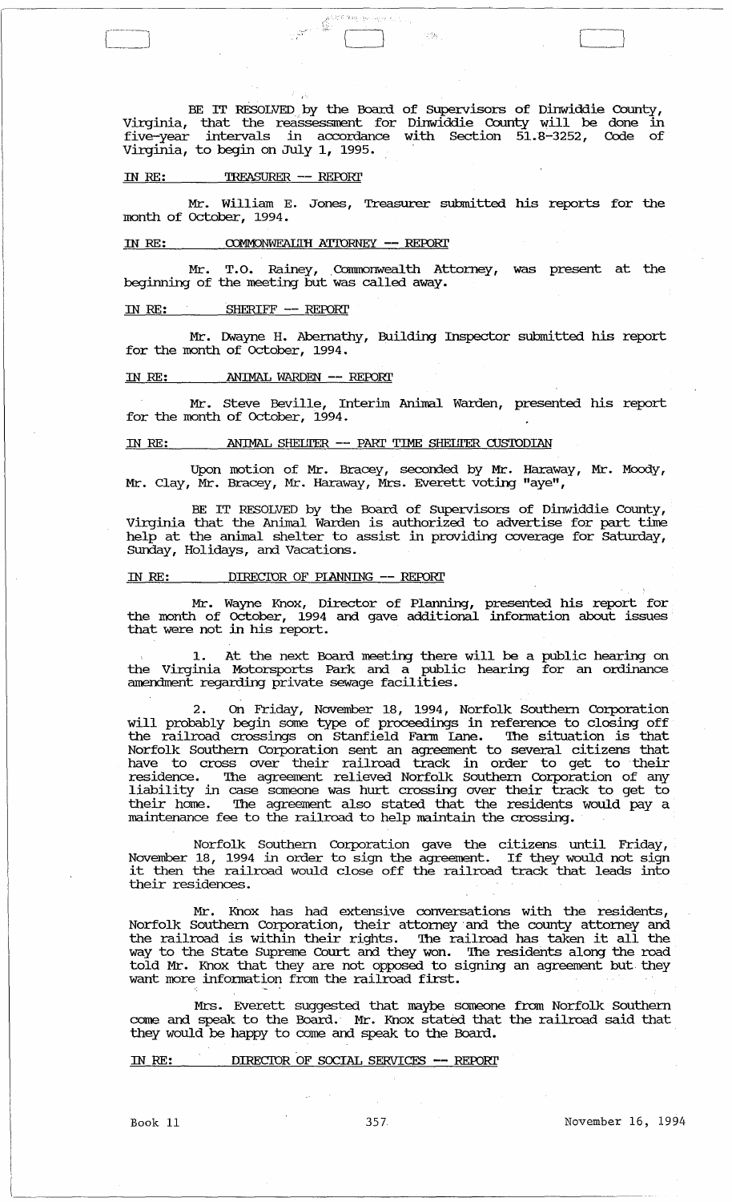BE IT RESOLVED by the Board of Supervisors of Dinwiddie County, Virginia, that the reassessment for Dinwiddie County will be done in five-year intervals in accordance with Section 51.8-3252, Code of Virginia, to begin on July 1, 1995.

IN RE: TREASURER -- REPORT

Mr. William E. Jones, Treasurer submitted his reports for the month of October, 1994.

IN RE: COMMONWEALTH ATTORNEY -- REPORT

Mr. T.O. Rainey, Commonwealth Attorney, was present at the beginning of the meeting but was called away.

IN RE: SHERIFF -- REPORT

Mr. Dwayne H. Abernathy, Building Inspector submitted his report for the month of October, 1994.

IN RE: ANIMAL WARDEN -- REPORT

Mr. Steve Beville, Interim Animal Warden, presented his report for the month of October, 1994.

IN RE: ANIMAL SHELTER -- PART TIME SHELTER CUSTODIAN

Upon motion of Mr. Bracey, seconded by Mr. Haraway, Mr. Moody, Mr. Clay, Mr. Bracey, Mr. Haraway, Mrs. Everett voting "aye",

BE IT RESOLVED by the Board of Supervisors of Dinwiddie County, Virginia that the Animal Warden is authorized to advertise for part time help at the animal shelter to assist in providing coverage for Saturday, Sunday, Holidays, and Vacations.

IN RE: DIRECTOR OF PLANNING -- REPORT

Mr. Wayne Knox, Director of Planning, presented his report for the month of October, 1994 and gave additional information about issues that were not in his report.

1. At the next Board meeting there will be a public hearing on the Virginia Motorsports Park and a public hearing for an ordinance amendment regarding private sewage facilities.

2. On Friday, November 18, 1994, Norfolk Southern Corporation will probably begin some type of proceedings in reference to closing off the railroad crossings on Stanfield Farm Lane. The situation is that Norfolk Southern Corporation sent an agreement to several citizens that have to cross over their railroad track in order to get to their residence. The agreement relieved Norfolk Southern Corporation of any liability in case someone was hurt crossing over their track to get to their home. The agreement also stated that the residents would pay a maintenance fee to the railroad to help maintain the crossing.

Norfolk Southern Corporation gave the citizens until Friday, November 18, 1994 in order to sign the agreement. If they would not sign it then the railroad would close off the railroad track that leads into their residences.

Mr. Knox has had extensive conversations with the residents, Norfolk Southern Corporation, their attorney and the county attorney and the railroad is within their rights. The railroad has taken it all the way to the State Supreme Court and they won. The residents along the road told Mr. Knox that they are not opposed to signing an agreement but they want more information from the railroad first.

Mrs. Everett suggested that maybe someone from Norfolk Southern come and speak to the Board. Mr. Knox stated that the railroad said that they would be happy to come and speak to the Board.

IN RE: DIRECTOR OF SOCIAL SERVICES -- REPORT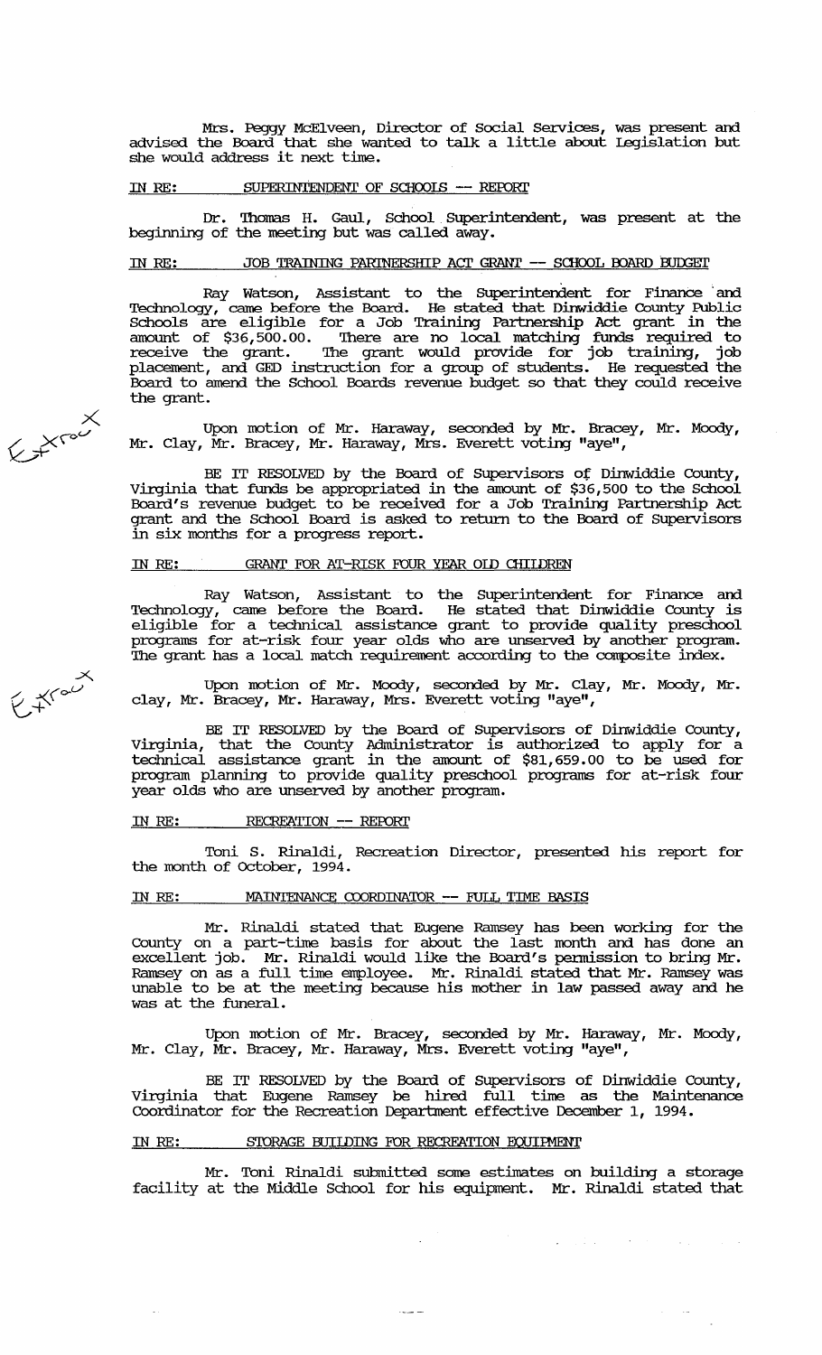Mrs. Peggy McElveen, Director of Social Services, was present and advised the Board that she wanted to talk a little about Legislation but she would address it next time.

IN RE: SUPERINTENDENT OF SCHOOLS -- REPORT

Dr. Thomas H. Gaul, School Superintendent, was present at the beginning of the meeting but was called away.

IN RE: JOB TRAINING PARTNERSHIP ACT GRANT -- SCHOOL BOARD BUDGET

Ray Watson, Assistant to the Superintendent for Finance and Technology, came before the Board. He stated that Dinwiddie County Public Schools are eligible for a Job Training Partnership Act grant in the amount of $36,500.00. There are no local matching funds required to receive the grant. The grant would provide for job training, job placement, and GED instruction for a group of students. He requested the Board to amend the School Boards revenue budget so that they could receive the grant.

Extract

Upon motion of Mr. Haraway, seconded by Mr. Bracey, Mr. Moody, Mr. Clay, Mr. Bracey, Mr. Haraway, Mrs. Everett voting "aye",

BE IT RESOLVED by the Board of Supervisors of Dinwiddie County, Virginia that funds be appropriated in the amount of $36,500 to the School Board's revenue budget to be received for a Job Training Partnership Act grant and the School Board is asked to return to the Board of Supervisors in six months for a progress report.

IN RE: GRANT FOR AT-RISK FOUR YEAR OLD CHILDREN

Ray Watson, Assistant to the Superintendent for Finance and Technology, came before the Board. He stated that Dinwiddie County is eligible for a technical assistance grant to provide quality preschool programs for at-risk four year olds who are unserved by another program. The grant has a local match requirement according to the composite index.

Extract

Upon motion of Mr. Moody, seconded by Mr. Clay, Mr. Moody, Mr. Clay, Mr. Bracey, Mr. Haraway, Mrs. Everett voting "aye",

BE IT RESOLVED by the Board of Supervisors of Dinwiddie County, Virginia, that the County Administrator is authorized to apply for a technical assistance grant in the amount of $81,659.00 to be used for program planning to provide quality preschool programs for at-risk four year olds who are unserved by another program.

IN RE: RECREATION -- REPORT

Toni S. Rinaldi, Recreation Director, presented his report for the month of October, 1994.

IN RE: MAINTENANCE COORDINATOR -- FULL TIME BASIS

Mr. Rinaldi stated that Eugene Ramsey has been working for the County on a part-time basis for about the last month and has done an excellent job. Mr. Rinaldi would like the Board's permission to bring Mr. Ramsey on as a full time employee. Mr. Rinaldi stated that Mr. Ramsey was unable to be at the meeting because his mother in law passed away and he was at the funeral.

Upon motion of Mr. Bracey, seconded by Mr. Haraway, Mr. Moody, Mr. Clay, Mr. Bracey, Mr. Haraway, Mrs. Everett voting "aye",

BE IT RESOLVED by the Board of Supervisors of Dinwiddie County, Virginia that Eugene Ramsey be hired full time as the Maintenance Coordinator for the Recreation Department effective December 1, 1994.

IN RE: STORAGE BUILDING FOR RECREATION EQUIPMENT

Mr. Toni Rinaldi submitted some estimates on building a storage facility at the Middle School for his equipment. Mr. Rinaldi stated that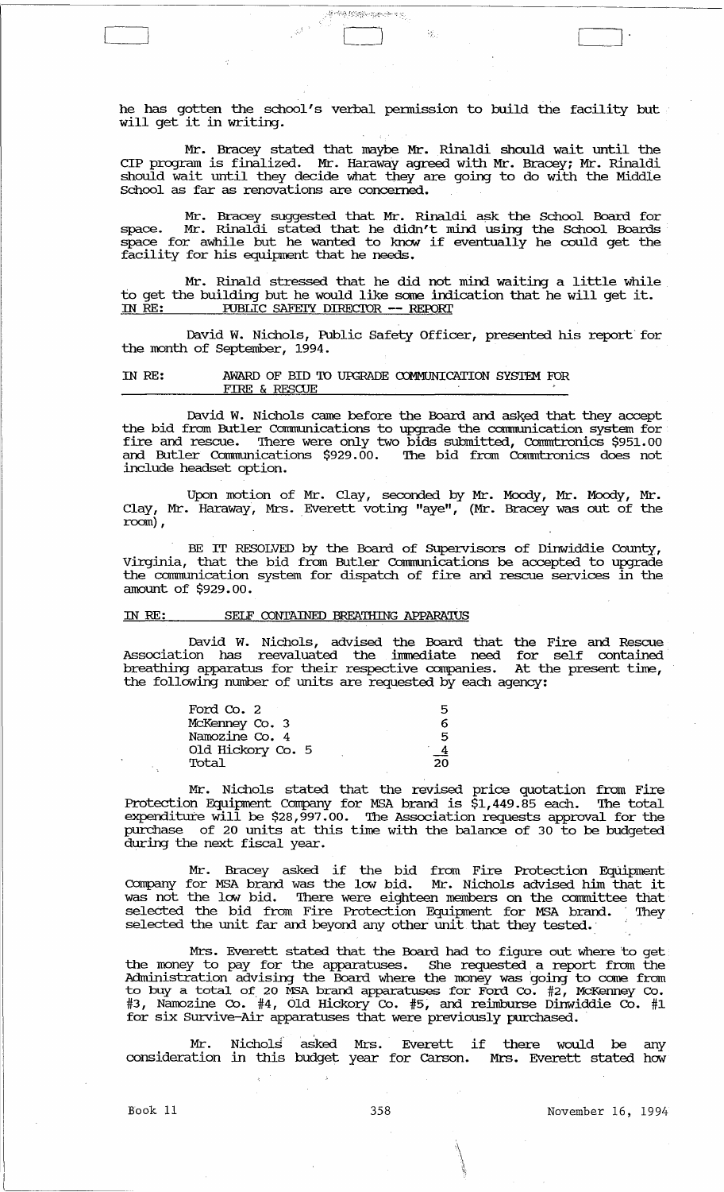he has gotten the school's verbal permission to build the facility but will get it in writing.

Mr. Bracey stated that maybe Mr. Rinaldi should wait until the CIP program is finalized. Mr. Haraway agreed with Mr. Bracey; Mr. Rinaldi should wait until they decide what they are going to do with the Middle School as far as renovations are concerned.

Mr. Bracey suggested that Mr. Rinaldi ask the School Board for space. Mr. Rinaldi stated that he didn't mind using the School Boards space for awhile but he wanted to know if eventually he could get the facility for his equipment that he needs.

Mr. Rinald stressed that he did not mind waiting a little while to get the building but he would like some indication that he will get it.

IN RE: PUBLIC SAFETY DIRECTOR -- REPORT

David W. Nichols, Public Safety Officer, presented his report for the month of September, 1994.

IN RE: AWARD OF BID TO UPGRADE COMMUNICATION SYSTEM FOR FIRE & RESCUE

David W. Nichols came before the Board and asked that they accept the bid from Butler Communications to upgrade the communication system for fire and rescue. There were only two bids submitted, Commtronics $951.00 and Butler Communications $929.00. The bid from Commtronics does not include headset option.

Upon motion of Mr. Clay, seconded by Mr. Moody, Mr. Moody, Mr. Clay, Mr. Haraway, Mrs. Everett voting "aye", (Mr. Bracey was out of the room),

BE IT RESOLVED by the Board of Supervisors of Dinwiddie County, Virginia, that the bid from Butler Communications be accepted to upgrade the communication system for dispatch of fire and rescue services in the amount of $929.00.

IN RE: SELF CONTAINED BREATHING APPARATUS

David W. Nichols, advised the Board that the Fire and Rescue Association has reevaluated the immediate need for self contained breathing apparatus for their respective companies. At the present time, the following number of units are requested by each agency:

| | |
|---|---|
| Ford Co. 2 | 5 |
| McKenney Co. 3 | 6 |
| Namozine Co. 4 | 5 |
| Old Hickory Co. 5 | 4 |
| Total | 20 |

Mr. Nichols stated that the revised price quotation from Fire Protection Equipment Company for MSA brand is $1,449.85 each. The total expenditure will be $28,997.00. The Association requests approval for the purchase of 20 units at this time with the balance of 30 to be budgeted during the next fiscal year.

Mr. Bracey asked if the bid from Fire Protection Equipment Company for MSA brand was the low bid. Mr. Nichols advised him that it was not the low bid. There were eighteen members on the committee that selected the bid from Fire Protection Equipment for MSA brand. They selected the unit far and beyond any other unit that they tested.

Mrs. Everett stated that the Board had to figure out where to get the money to pay for the apparatuses. She requested a report from the Administration advising the Board where the money was going to come from to buy a total of 20 MSA brand apparatuses for Ford Co. #2, McKenney Co. #3, Namozine Co. #4, Old Hickory Co. #5, and reimburse Dinwiddie Co. #1 for six Survive-Air apparatuses that were previously purchased.

Mr. Nichols asked Mrs. Everett if there would be any consideration in this budget year for Carson. Mrs. Everett stated how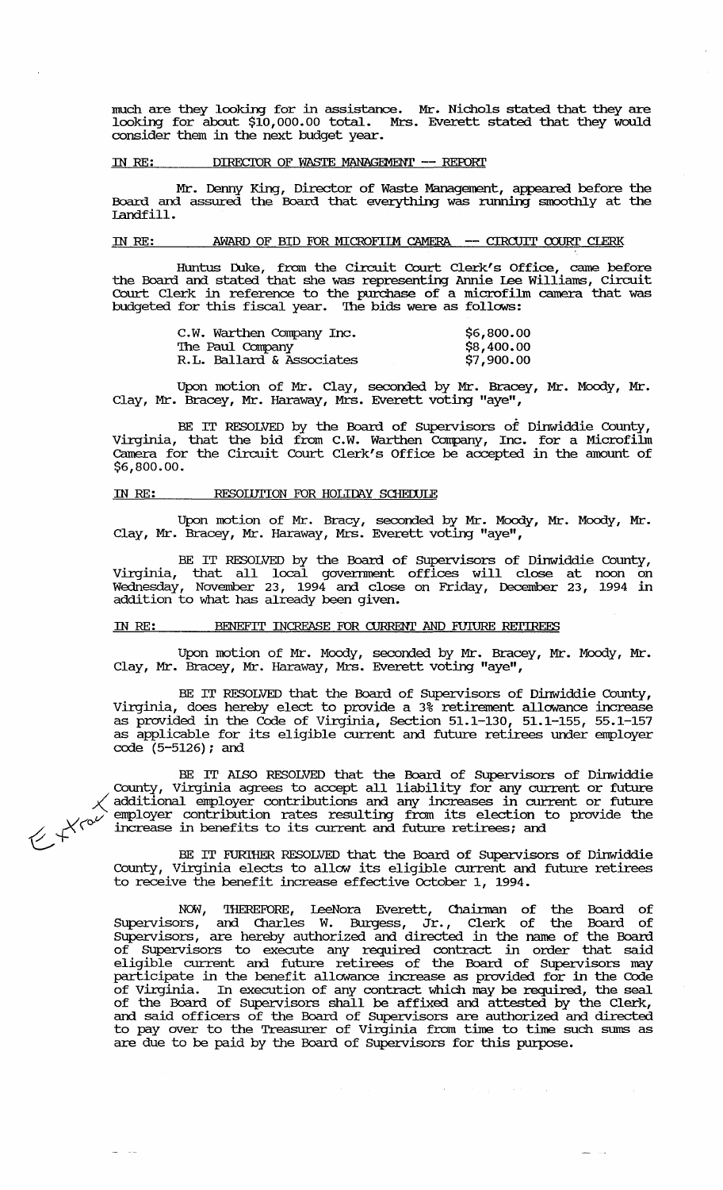much are they looking for in assistance. Mr. Nichols stated that they are looking for about $10,000.00 total. Mrs. Everett stated that they would consider them in the next budget year.

IN RE: DIRECTOR OF WASTE MANAGEMENT -- REPORT

Mr. Denny King, Director of Waste Management, appeared before the Board and assured the Board that everything was running smoothly at the Landfill.

IN RE: AWARD OF BID FOR MICROFILM CAMERA -- CIRCUIT COURT CLERK

Huntus Duke, from the Circuit Court Clerk's Office, came before the Board and stated that she was representing Annie Lee Williams, Circuit Court Clerk in reference to the purchase of a microfilm camera that was budgeted for this fiscal year. The bids were as follows:

| | |
|---|---|
| C.W. Warthen Company Inc. | $6,800.00 |
| The Paul Company | $8,400.00 |
| R.L. Ballard & Associates | $7,900.00 |

Upon motion of Mr. Clay, seconded by Mr. Bracey, Mr. Moody, Mr. Clay, Mr. Bracey, Mr. Haraway, Mrs. Everett voting "aye",

BE IT RESOLVED by the Board of Supervisors of Dinwiddie County, Virginia, that the bid from C.W. Warthen Company, Inc. for a Microfilm Camera for the Circuit Court Clerk's Office be accepted in the amount of $6,800.00.

IN RE: RESOLUTION FOR HOLIDAY SCHEDULE

Upon motion of Mr. Bracy, seconded by Mr. Moody, Mr. Moody, Mr. Clay, Mr. Bracey, Mr. Haraway, Mrs. Everett voting "aye",

BE IT RESOLVED by the Board of Supervisors of Dinwiddie County, Virginia, that all local government offices will close at noon on Wednesday, November 23, 1994 and close on Friday, December 23, 1994 in addition to what has already been given.

IN RE: BENEFIT INCREASE FOR CURRENT AND FUTURE RETIREES

Upon motion of Mr. Moody, seconded by Mr. Bracey, Mr. Moody, Mr. Clay, Mr. Bracey, Mr. Haraway, Mrs. Everett voting "aye",

BE IT RESOLVED that the Board of Supervisors of Dinwiddie County, Virginia, does hereby elect to provide a 3% retirement allowance increase as provided in the Code of Virginia, Section 51.1-130, 51.1-155, 55.1-157 as applicable for its eligible current and future retirees under employer code (5-5126); and

BE IT ALSO RESOLVED that the Board of Supervisors of Dinwiddie County, Virginia agrees to accept all liability for any current or future additional employer contributions and any increases in current or future employer contribution rates resulting from its election to provide the increase in benefits to its current and future retirees; and

BE IT FURTHER RESOLVED that the Board of Supervisors of Dinwiddie County, Virginia elects to allow its eligible current and future retirees to receive the benefit increase effective October 1, 1994.

NOW, THEREFORE, LeeNora Everett, Chairman of the Board of Supervisors, and Charles W. Burgess, Jr., Clerk of the Board of Supervisors, are hereby authorized and directed in the name of the Board of Supervisors to execute any required contract in order that said eligible current and future retirees of the Board of Supervisors may participate in the benefit allowance increase as provided for in the Code of Virginia. In execution of any contract which may be required, the seal of the Board of Supervisors shall be affixed and attested by the Clerk, and said officers of the Board of Supervisors are authorized and directed to pay over to the Treasurer of Virginia from time to time such sums as are due to be paid by the Board of Supervisors for this purpose.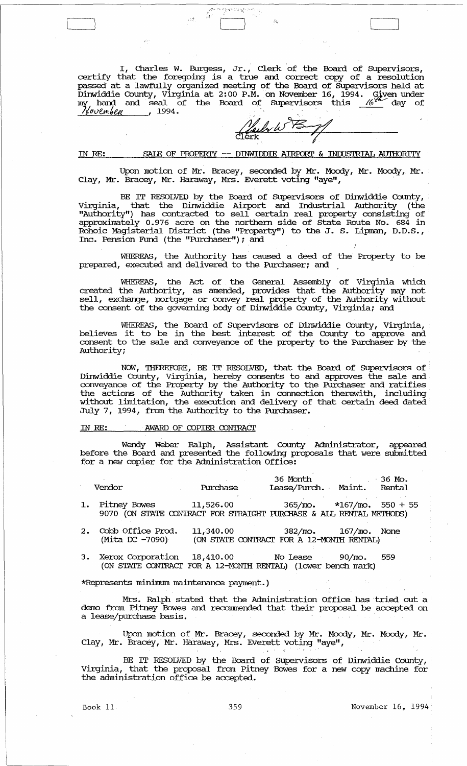I, Charles W. Burgess, Jr., Clerk of the Board of Supervisors, certify that the foregoing is a true and correct copy of a resolution passed at a lawfully organized meeting of the Board of Supervisors held at Dinwiddie County, Virginia at 2:00 P.M. on November 16, 1994. Given under my hand and seal of the Board of Supervisors this 16th day of November, 1994.

Clerk

IN RE: SALE OF PROPERTY -- DINWIDDIE AIRPORT & INDUSTRIAL AUTHORITY

Upon motion of Mr. Bracey, seconded by Mr. Moody, Mr. Moody, Mr. Clay, Mr. Bracey, Mr. Haraway, Mrs. Everett voting "aye",

BE IT RESOLVED by the Board of Supervisors of Dinwiddie County, Virginia, that the Dinwiddie Airport and Industrial Authority (the "Authority") has contracted to sell certain real property consisting of approximately 0.976 acre on the northern side of State Route No. 684 in Rohoic Magisterial District (the "Property") to the J. S. Lipman, D.D.S., Inc. Pension Fund (the "Purchaser"); and

WHEREAS, the Authority has caused a deed of the Property to be prepared, executed and delivered to the Purchaser; and

WHEREAS, the Act of the General Assembly of Virginia which created the Authority, as amended, provides that the Authority may not sell, exchange, mortgage or convey real property of the Authority without the consent of the governing body of Dinwiddie County, Virginia; and

WHEREAS, the Board of Supervisors of Dinwiddie County, Virginia, believes it to be in the best interest of the County to approve and consent to the sale and conveyance of the property to the Purchaser by the Authority;

NOW, THEREFORE, BE IT RESOLVED, that the Board of Supervisors of Dinwiddie County, Virginia, hereby consents to and approves the sale and conveyance of the Property by the Authority to the Purchaser and ratifies the actions of the Authority taken in connection therewith, including without limitation, the execution and delivery of that certain deed dated July 7, 1994, from the Authority to the Purchaser.

IN RE: AWARD OF COPIER CONTRACT

Wendy Weber Ralph, Assistant County Administrator, appeared before the Board and presented the following proposals that were submitted for a new copier for the Administration Office:

| Vendor | Purchase | 36 Month Lease/Purch. | Maint. | 36 Mo. Rental |
|---|---|---|---|---|
| 1. Pitney Bowes 9070 | 11,526.00 | 365/mo. | *167/mo. | 550 + 55 |
| (ON STATE CONTRACT FOR STRAIGHT PURCHASE & ALL RENTAL METHODS) | | | | |
| 2. Cobb Office Prod. (Mita DC -7090) | 11,340.00 | 382/mo. | 167/mo. | None |
| (ON STATE CONTRACT FOR A 12-MONTH RENTAL) | | | | |
| 3. Xerox Corporation | 18,410.00 | No Lease | 90/mo. | 559 |
| (ON STATE CONTRACT FOR A 12-MONTH RENTAL) (lower bench mark) | | | | |

*Represents minimum maintenance payment.)

Mrs. Ralph stated that the Administration Office has tried out a demo from Pitney Bowes and recommended that their proposal be accepted on a lease/purchase basis.

Upon motion of Mr. Bracey, seconded by Mr. Moody, Mr. Moody, Mr. Clay, Mr. Bracey, Mr. Haraway, Mrs. Everett voting "aye",

BE IT RESOLVED by the Board of Supervisors of Dinwiddie County, Virginia, that the proposal from Pitney Bowes for a new copy machine for the administration office be accepted.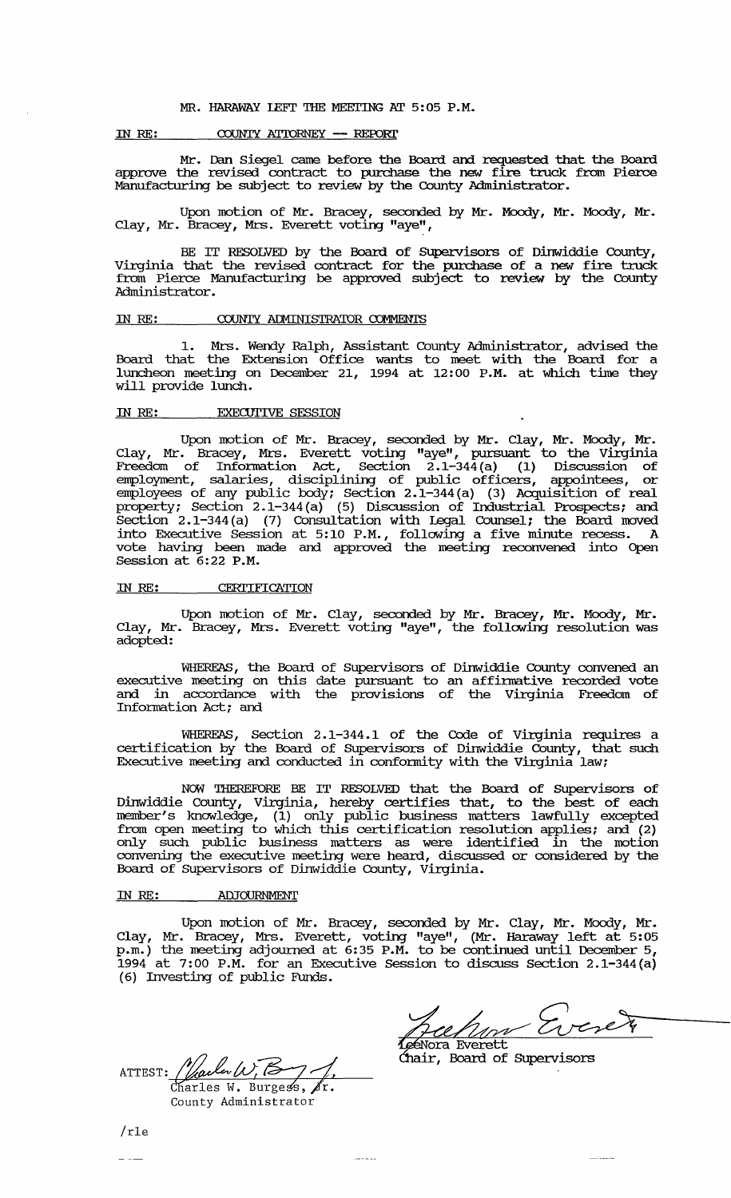MR. HARAWAY LEFT THE MEETING AT 5:05 P.M.

IN RE: COUNTY ATTORNEY -- REPORT

Mr. Dan Siegel came before the Board and requested that the Board approve the revised contract to purchase the new fire truck from Pierce Manufacturing be subject to review by the County Administrator.

Upon motion of Mr. Bracey, seconded by Mr. Moody, Mr. Moody, Mr. Clay, Mr. Bracey, Mrs. Everett voting "aye",

BE IT RESOLVED by the Board of Supervisors of Dinwiddie County, Virginia that the revised contract for the purchase of a new fire truck from Pierce Manufacturing be approved subject to review by the County Administrator.

IN RE: COUNTY ADMINISTRATOR COMMENTS

1. Mrs. Wendy Ralph, Assistant County Administrator, advised the Board that the Extension Office wants to meet with the Board for a luncheon meeting on December 21, 1994 at 12:00 P.M. at which time they will provide lunch.

IN RE: EXECUTIVE SESSION

Upon motion of Mr. Bracey, seconded by Mr. Clay, Mr. Moody, Mr. Clay, Mr. Bracey, Mrs. Everett voting "aye", pursuant to the Virginia Freedom of Information Act, Section 2.1-344(a) (1) Discussion of employment, salaries, disciplining of public officers, appointees, or employees of any public body; Section 2.1-344(a) (3) Acquisition of real property; Section 2.1-344(a) (5) Discussion of Industrial Prospects; and Section 2.1-344(a) (7) Consultation with Legal Counsel; the Board moved into Executive Session at 5:10 P.M., following a five minute recess. A vote having been made and approved the meeting reconvened into Open Session at 6:22 P.M.

IN RE: CERTIFICATION

Upon motion of Mr. Clay, seconded by Mr. Bracey, Mr. Moody, Mr. Clay, Mr. Bracey, Mrs. Everett voting "aye", the following resolution was adopted:

WHEREAS, the Board of Supervisors of Dinwiddie County convened an executive meeting on this date pursuant to an affirmative recorded vote and in accordance with the provisions of the Virginia Freedom of Information Act; and

WHEREAS, Section 2.1-344.1 of the Code of Virginia requires a certification by the Board of Supervisors of Dinwiddie County, that such Executive meeting and conducted in conformity with the Virginia law;

NOW THEREFORE BE IT RESOLVED that the Board of Supervisors of Dinwiddie County, Virginia, hereby certifies that, to the best of each member's knowledge, (1) only public business matters lawfully excepted from open meeting to which this certification resolution applies; and (2) only such public business matters as were identified in the motion convening the executive meeting were heard, discussed or considered by the Board of Supervisors of Dinwiddie County, Virginia.

IN RE: ADJOURNMENT

Upon motion of Mr. Bracey, seconded by Mr. Clay, Mr. Moody, Mr. Clay, Mr. Bracey, Mrs. Everett, voting "aye", (Mr. Haraway left at 5:05 p.m.) the meeting adjourned at 6:35 P.M. to be continued until December 5, 1994 at 7:00 P.M. for an Executive Session to discuss Section 2.1-344(a) (6) Investing of public Funds.

LeeNora Everett
Chair, Board of Supervisors

ATTEST: Charles W. Burgess, Jr.
County Administrator

/rle